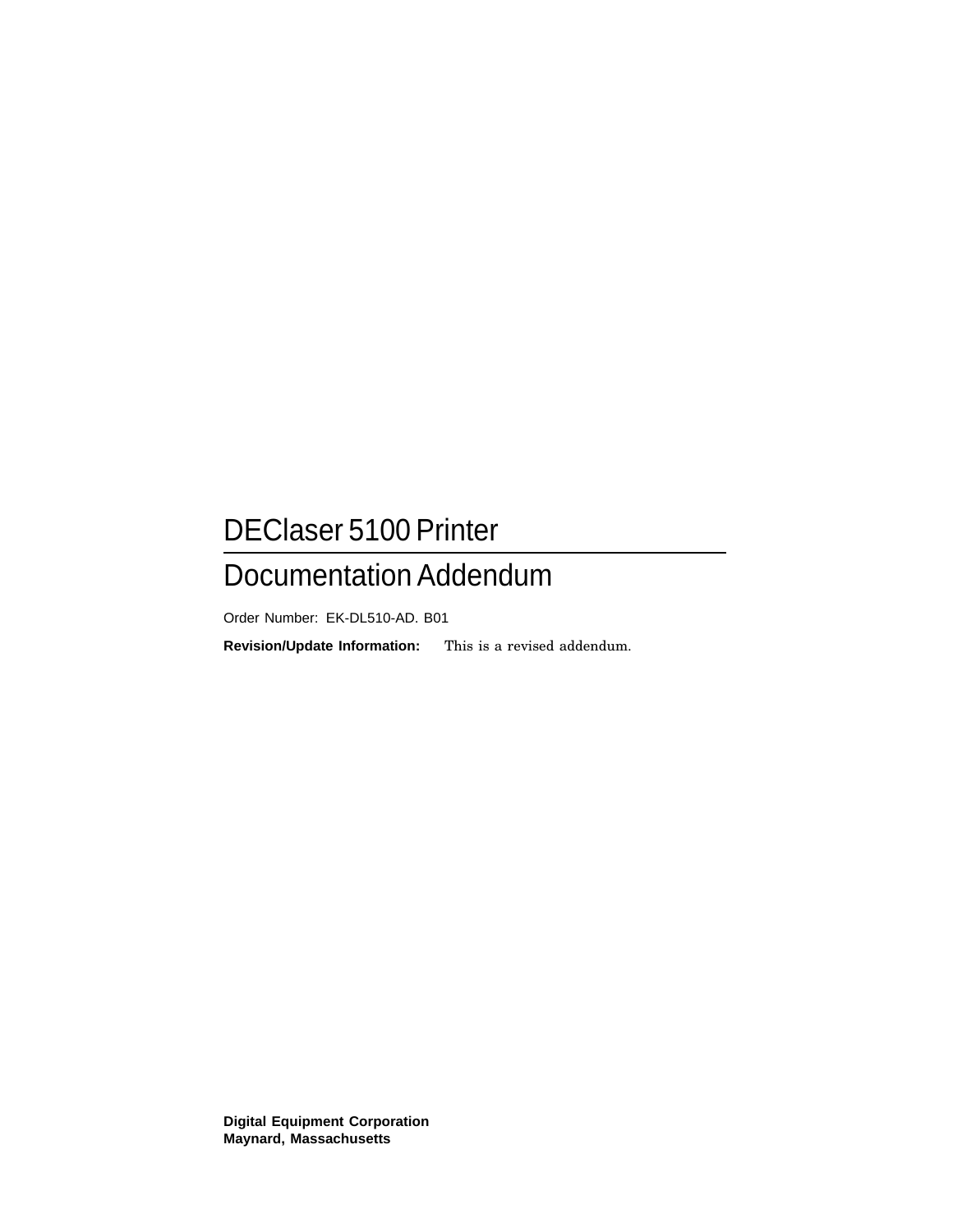# DEClaser 5100 Printer

# Documentation Addendum

Order Number: EK-DL510-AD. B01

**Revision/Update Information:** This is a revised addendum.

**Digital Equipment Corporation**
**Maynard, Massachusetts**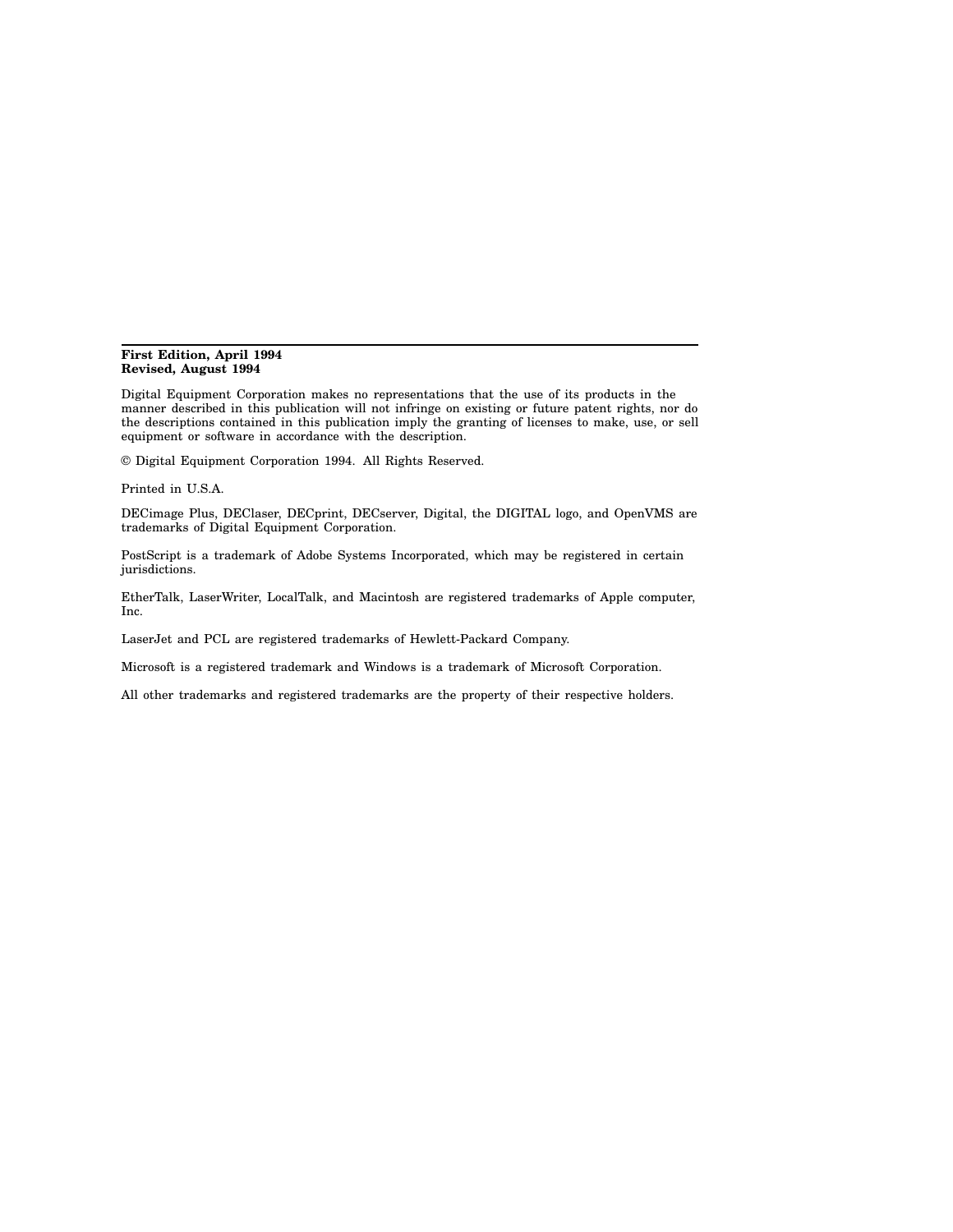**First Edition, April 1994**
**Revised, August 1994**

Digital Equipment Corporation makes no representations that the use of its products in the manner described in this publication will not infringe on existing or future patent rights, nor do the descriptions contained in this publication imply the granting of licenses to make, use, or sell equipment or software in accordance with the description.

© Digital Equipment Corporation 1994. All Rights Reserved.

Printed in U.S.A.

DECimage Plus, DEClaser, DECprint, DECserver, Digital, the DIGITAL logo, and OpenVMS are trademarks of Digital Equipment Corporation.

PostScript is a trademark of Adobe Systems Incorporated, which may be registered in certain jurisdictions.

EtherTalk, LaserWriter, LocalTalk, and Macintosh are registered trademarks of Apple computer, Inc.

LaserJet and PCL are registered trademarks of Hewlett-Packard Company.

Microsoft is a registered trademark and Windows is a trademark of Microsoft Corporation.

All other trademarks and registered trademarks are the property of their respective holders.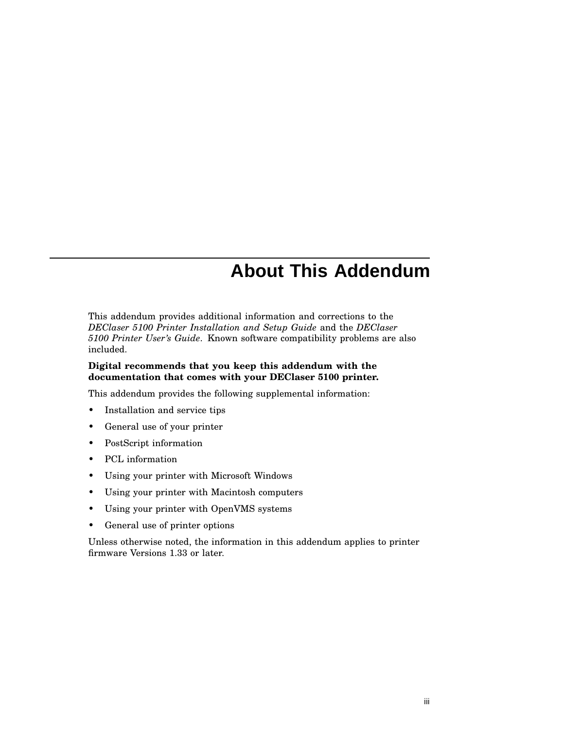# About This Addendum

This addendum provides additional information and corrections to the *DEClaser 5100 Printer Installation and Setup Guide* and the *DEClaser 5100 Printer User's Guide*. Known software compatibility problems are also included.

**Digital recommends that you keep this addendum with the documentation that comes with your DEClaser 5100 printer.**

This addendum provides the following supplemental information:

- Installation and service tips
- General use of your printer
- PostScript information
- PCL information
- Using your printer with Microsoft Windows
- Using your printer with Macintosh computers
- Using your printer with OpenVMS systems
- General use of printer options

Unless otherwise noted, the information in this addendum applies to printer firmware Versions 1.33 or later.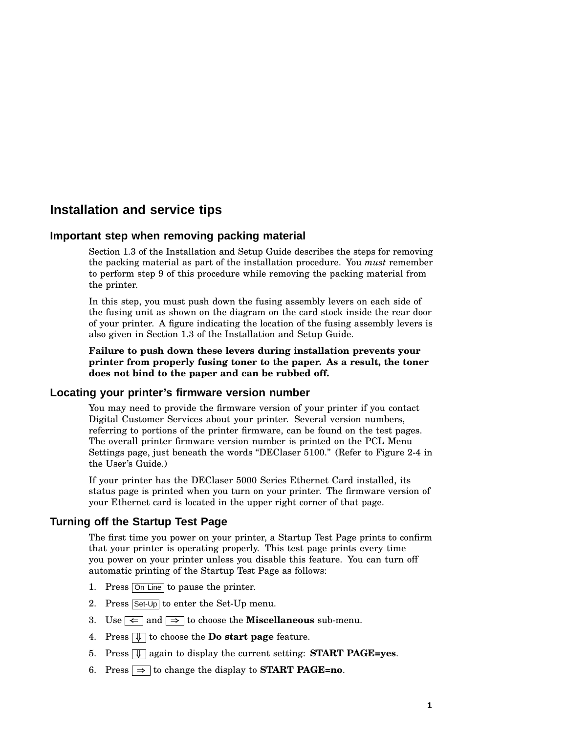# Installation and service tips

## Important step when removing packing material

Section 1.3 of the Installation and Setup Guide describes the steps for removing the packing material as part of the installation procedure. You *must* remember to perform step 9 of this procedure while removing the packing material from the printer.

In this step, you must push down the fusing assembly levers on each side of the fusing unit as shown on the diagram on the card stock inside the rear door of your printer. A figure indicating the location of the fusing assembly levers is also given in Section 1.3 of the Installation and Setup Guide.

**Failure to push down these levers during installation prevents your printer from properly fusing toner to the paper. As a result, the toner does not bind to the paper and can be rubbed off.**

## Locating your printer's firmware version number

You may need to provide the firmware version of your printer if you contact Digital Customer Services about your printer. Several version numbers, referring to portions of the printer firmware, can be found on the test pages. The overall printer firmware version number is printed on the PCL Menu Settings page, just beneath the words "DEClaser 5100." (Refer to Figure 2-4 in the User's Guide.)

If your printer has the DEClaser 5000 Series Ethernet Card installed, its status page is printed when you turn on your printer. The firmware version of your Ethernet card is located in the upper right corner of that page.

## Turning off the Startup Test Page

The first time you power on your printer, a Startup Test Page prints to confirm that your printer is operating properly. This test page prints every time you power on your printer unless you disable this feature. You can turn off automatic printing of the Startup Test Page as follows:

1. Press [On Line] to pause the printer.
2. Press [Set-Up] to enter the Set-Up menu.
3. Use [⇐] and [⇒] to choose the **Miscellaneous** sub-menu.
4. Press [⇓] to choose the **Do start page** feature.
5. Press [⇓] again to display the current setting: **START PAGE=yes**.
6. Press [⇒] to change the display to **START PAGE=no**.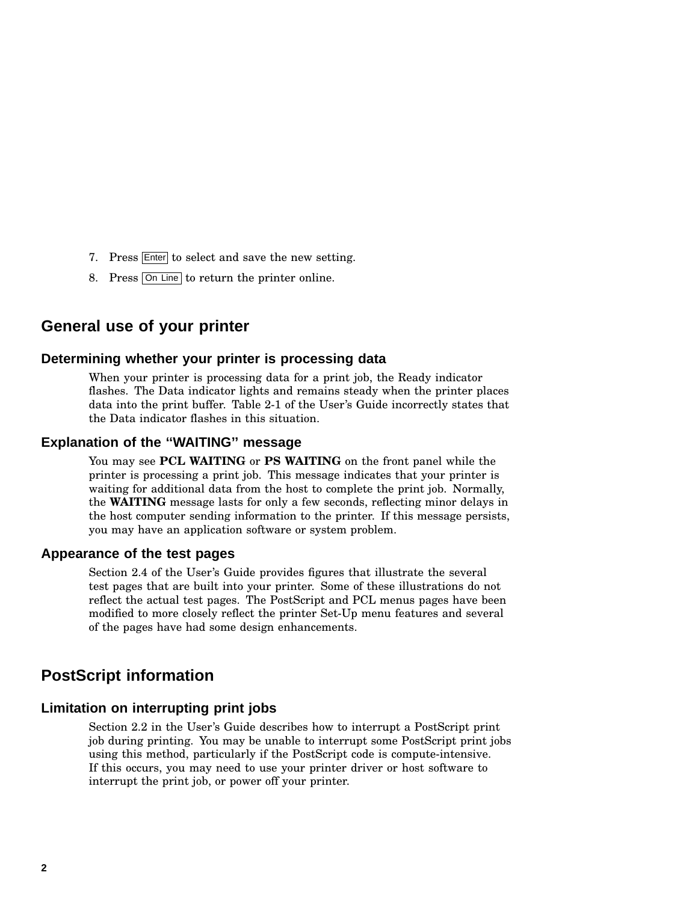7. Press Enter to select and save the new setting.
8. Press On Line to return the printer online.

## General use of your printer

### Determining whether your printer is processing data

When your printer is processing data for a print job, the Ready indicator flashes. The Data indicator lights and remains steady when the printer places data into the print buffer. Table 2-1 of the User's Guide incorrectly states that the Data indicator flashes in this situation.

### Explanation of the "WAITING" message

You may see **PCL WAITING** or **PS WAITING** on the front panel while the printer is processing a print job. This message indicates that your printer is waiting for additional data from the host to complete the print job. Normally, the **WAITING** message lasts for only a few seconds, reflecting minor delays in the host computer sending information to the printer. If this message persists, you may have an application software or system problem.

### Appearance of the test pages

Section 2.4 of the User's Guide provides figures that illustrate the several test pages that are built into your printer. Some of these illustrations do not reflect the actual test pages. The PostScript and PCL menus pages have been modified to more closely reflect the printer Set-Up menu features and several of the pages have had some design enhancements.

## PostScript information

### Limitation on interrupting print jobs

Section 2.2 in the User's Guide describes how to interrupt a PostScript print job during printing. You may be unable to interrupt some PostScript print jobs using this method, particularly if the PostScript code is compute-intensive. If this occurs, you may need to use your printer driver or host software to interrupt the print job, or power off your printer.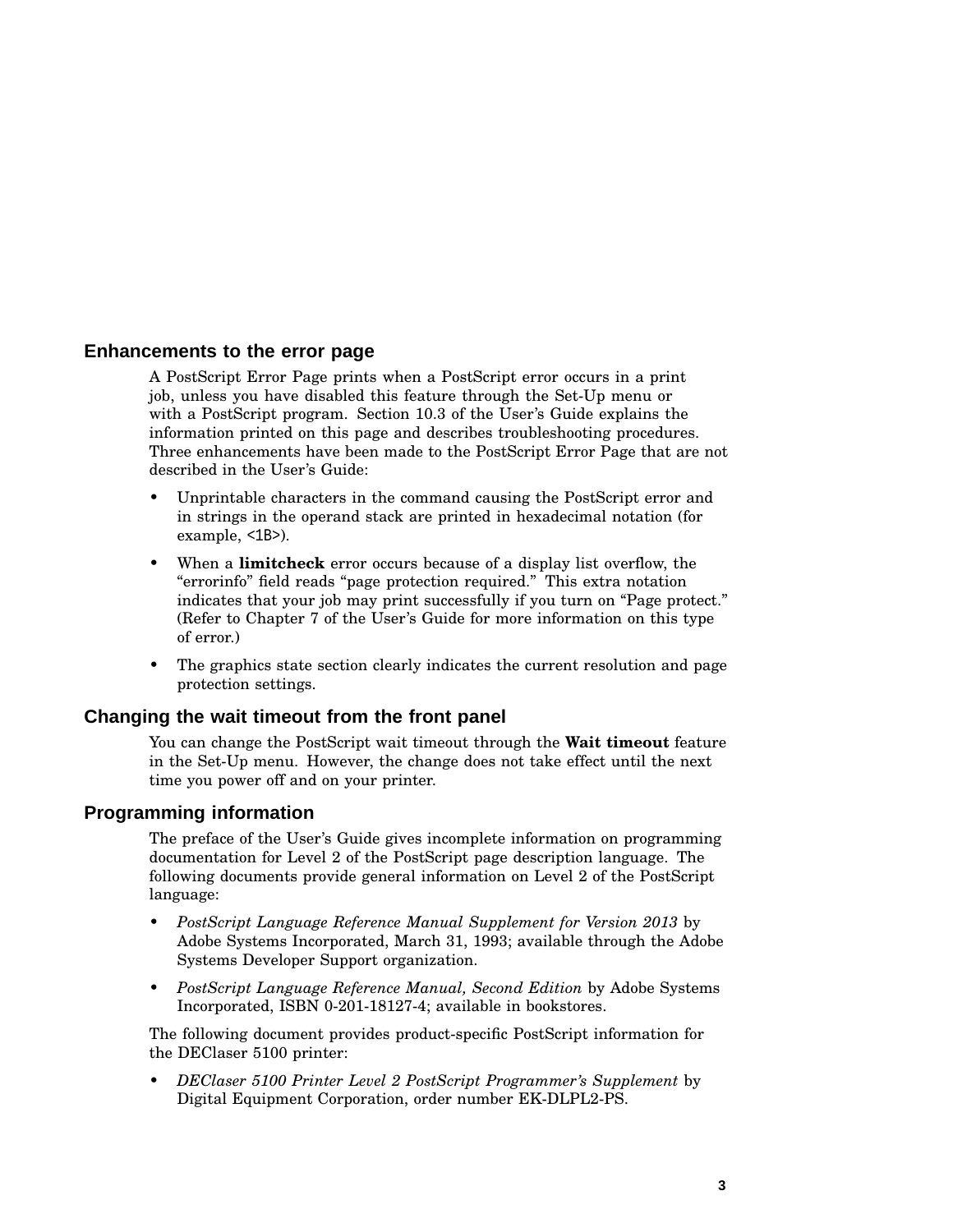## Enhancements to the error page

A PostScript Error Page prints when a PostScript error occurs in a print job, unless you have disabled this feature through the Set-Up menu or with a PostScript program. Section 10.3 of the User's Guide explains the information printed on this page and describes troubleshooting procedures. Three enhancements have been made to the PostScript Error Page that are not described in the User's Guide:

- Unprintable characters in the command causing the PostScript error and in strings in the operand stack are printed in hexadecimal notation (for example, `<1B>`).
- When a **limitcheck** error occurs because of a display list overflow, the "errorinfo" field reads "page protection required." This extra notation indicates that your job may print successfully if you turn on "Page protect." (Refer to Chapter 7 of the User's Guide for more information on this type of error.)
- The graphics state section clearly indicates the current resolution and page protection settings.

## Changing the wait timeout from the front panel

You can change the PostScript wait timeout through the **Wait timeout** feature in the Set-Up menu. However, the change does not take effect until the next time you power off and on your printer.

## Programming information

The preface of the User's Guide gives incomplete information on programming documentation for Level 2 of the PostScript page description language. The following documents provide general information on Level 2 of the PostScript language:

- *PostScript Language Reference Manual Supplement for Version 2013* by Adobe Systems Incorporated, March 31, 1993; available through the Adobe Systems Developer Support organization.
- *PostScript Language Reference Manual, Second Edition* by Adobe Systems Incorporated, ISBN 0-201-18127-4; available in bookstores.

The following document provides product-specific PostScript information for the DEClaser 5100 printer:

- *DEClaser 5100 Printer Level 2 PostScript Programmer's Supplement* by Digital Equipment Corporation, order number EK-DLPL2-PS.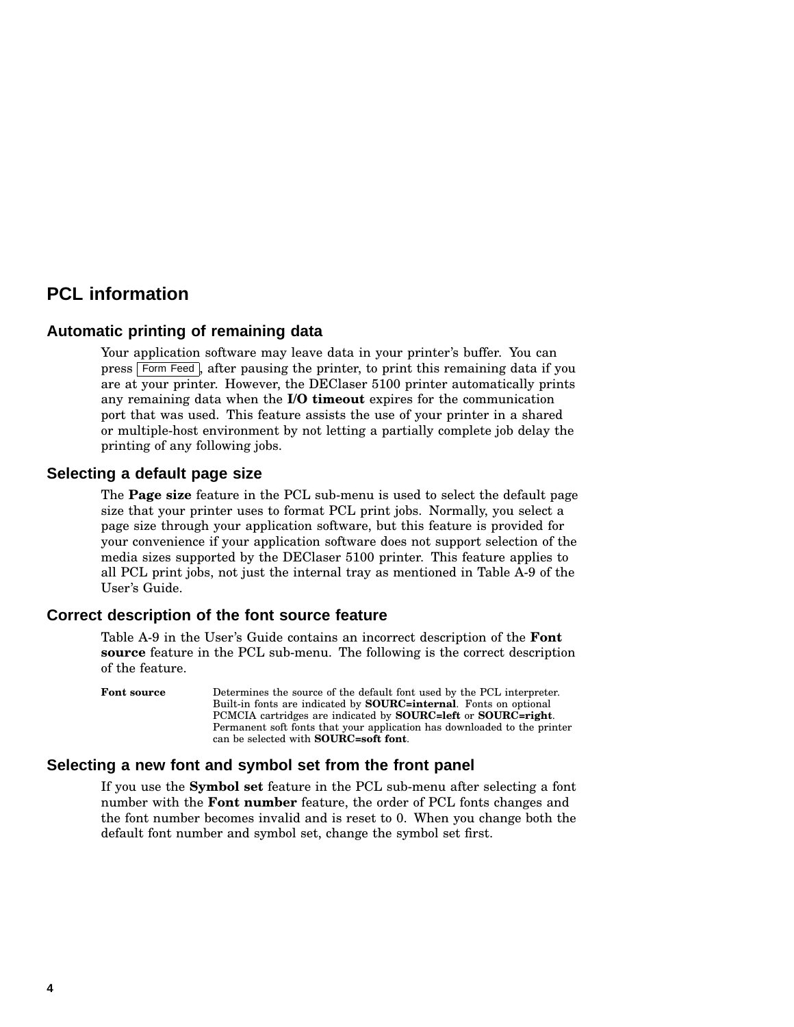# PCL information

## Automatic printing of remaining data

Your application software may leave data in your printer's buffer. You can press Form Feed, after pausing the printer, to print this remaining data if you are at your printer. However, the DEClaser 5100 printer automatically prints any remaining data when the **I/O timeout** expires for the communication port that was used. This feature assists the use of your printer in a shared or multiple-host environment by not letting a partially complete job delay the printing of any following jobs.

## Selecting a default page size

The **Page size** feature in the PCL sub-menu is used to select the default page size that your printer uses to format PCL print jobs. Normally, you select a page size through your application software, but this feature is provided for your convenience if your application software does not support selection of the media sizes supported by the DEClaser 5100 printer. This feature applies to all PCL print jobs, not just the internal tray as mentioned in Table A-9 of the User's Guide.

## Correct description of the font source feature

Table A-9 in the User's Guide contains an incorrect description of the **Font source** feature in the PCL sub-menu. The following is the correct description of the feature.

**Font source** — Determines the source of the default font used by the PCL interpreter. Built-in fonts are indicated by **SOURC=internal**. Fonts on optional PCMCIA cartridges are indicated by **SOURC=left** or **SOURC=right**. Permanent soft fonts that your application has downloaded to the printer can be selected with **SOURC=soft font**.

## Selecting a new font and symbol set from the front panel

If you use the **Symbol set** feature in the PCL sub-menu after selecting a font number with the **Font number** feature, the order of PCL fonts changes and the font number becomes invalid and is reset to 0. When you change both the default font number and symbol set, change the symbol set first.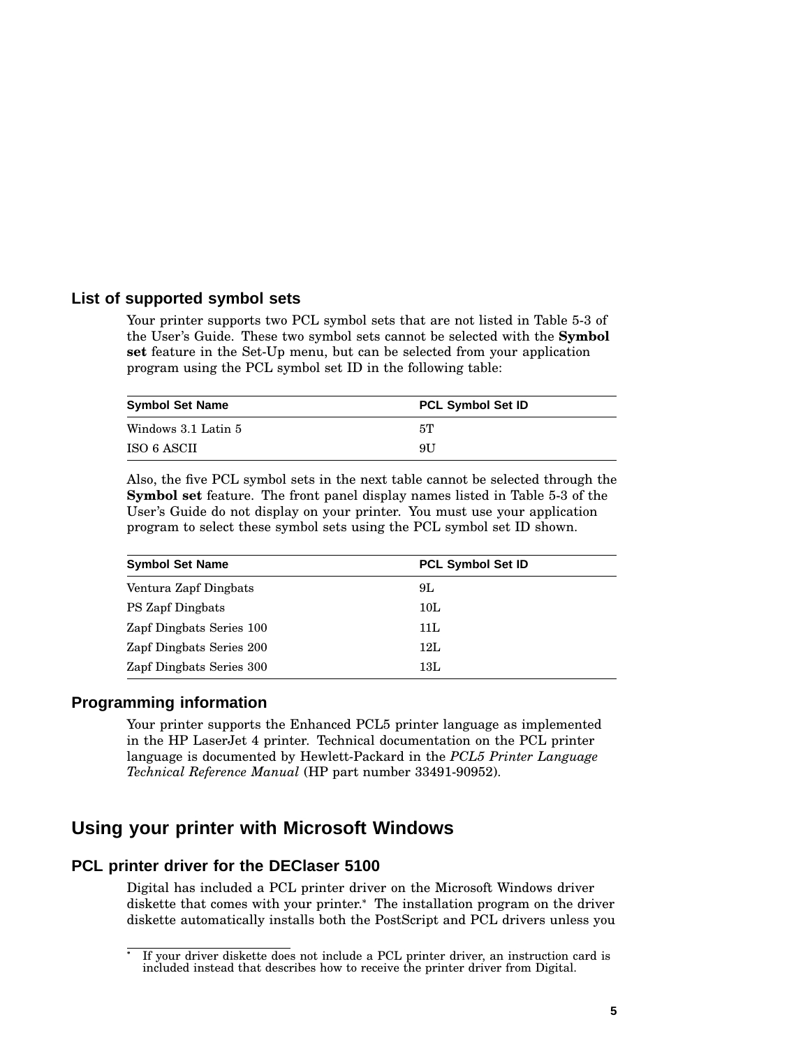### List of supported symbol sets

Your printer supports two PCL symbol sets that are not listed in Table 5-3 of the User's Guide. These two symbol sets cannot be selected with the **Symbol set** feature in the Set-Up menu, but can be selected from your application program using the PCL symbol set ID in the following table:

| Symbol Set Name | PCL Symbol Set ID |
| --- | --- |
| Windows 3.1 Latin 5 | 5T |
| ISO 6 ASCII | 9U |

Also, the five PCL symbol sets in the next table cannot be selected through the **Symbol set** feature. The front panel display names listed in Table 5-3 of the User's Guide do not display on your printer. You must use your application program to select these symbol sets using the PCL symbol set ID shown.

| Symbol Set Name | PCL Symbol Set ID |
| --- | --- |
| Ventura Zapf Dingbats | 9L |
| PS Zapf Dingbats | 10L |
| Zapf Dingbats Series 100 | 11L |
| Zapf Dingbats Series 200 | 12L |
| Zapf Dingbats Series 300 | 13L |

### Programming information

Your printer supports the Enhanced PCL5 printer language as implemented in the HP LaserJet 4 printer. Technical documentation on the PCL printer language is documented by Hewlett-Packard in the *PCL5 Printer Language Technical Reference Manual* (HP part number 33491-90952).

## Using your printer with Microsoft Windows

### PCL printer driver for the DEClaser 5100

Digital has included a PCL printer driver on the Microsoft Windows driver diskette that comes with your printer.* The installation program on the driver diskette automatically installs both the PostScript and PCL drivers unless you

* If your driver diskette does not include a PCL printer driver, an instruction card is included instead that describes how to receive the printer driver from Digital.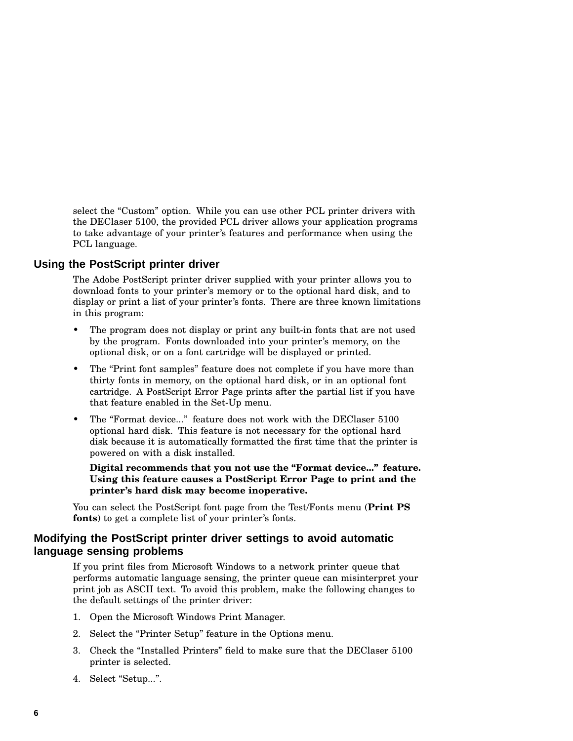select the “Custom” option. While you can use other PCL printer drivers with the DEClaser 5100, the provided PCL driver allows your application programs to take advantage of your printer’s features and performance when using the PCL language.

## Using the PostScript printer driver

The Adobe PostScript printer driver supplied with your printer allows you to download fonts to your printer’s memory or to the optional hard disk, and to display or print a list of your printer’s fonts. There are three known limitations in this program:

- The program does not display or print any built-in fonts that are not used by the program. Fonts downloaded into your printer’s memory, on the optional disk, or on a font cartridge will be displayed or printed.
- The “Print font samples” feature does not complete if you have more than thirty fonts in memory, on the optional hard disk, or in an optional font cartridge. A PostScript Error Page prints after the partial list if you have that feature enabled in the Set-Up menu.
- The “Format device...” feature does not work with the DEClaser 5100 optional hard disk. This feature is not necessary for the optional hard disk because it is automatically formatted the first time that the printer is powered on with a disk installed.

  **Digital recommends that you not use the “Format device...” feature. Using this feature causes a PostScript Error Page to print and the printer’s hard disk may become inoperative.**

You can select the PostScript font page from the Test/Fonts menu (**Print PS fonts**) to get a complete list of your printer’s fonts.

## Modifying the PostScript printer driver settings to avoid automatic language sensing problems

If you print files from Microsoft Windows to a network printer queue that performs automatic language sensing, the printer queue can misinterpret your print job as ASCII text. To avoid this problem, make the following changes to the default settings of the printer driver:

1. Open the Microsoft Windows Print Manager.
2. Select the “Printer Setup” feature in the Options menu.
3. Check the “Installed Printers” field to make sure that the DEClaser 5100 printer is selected.
4. Select “Setup...”.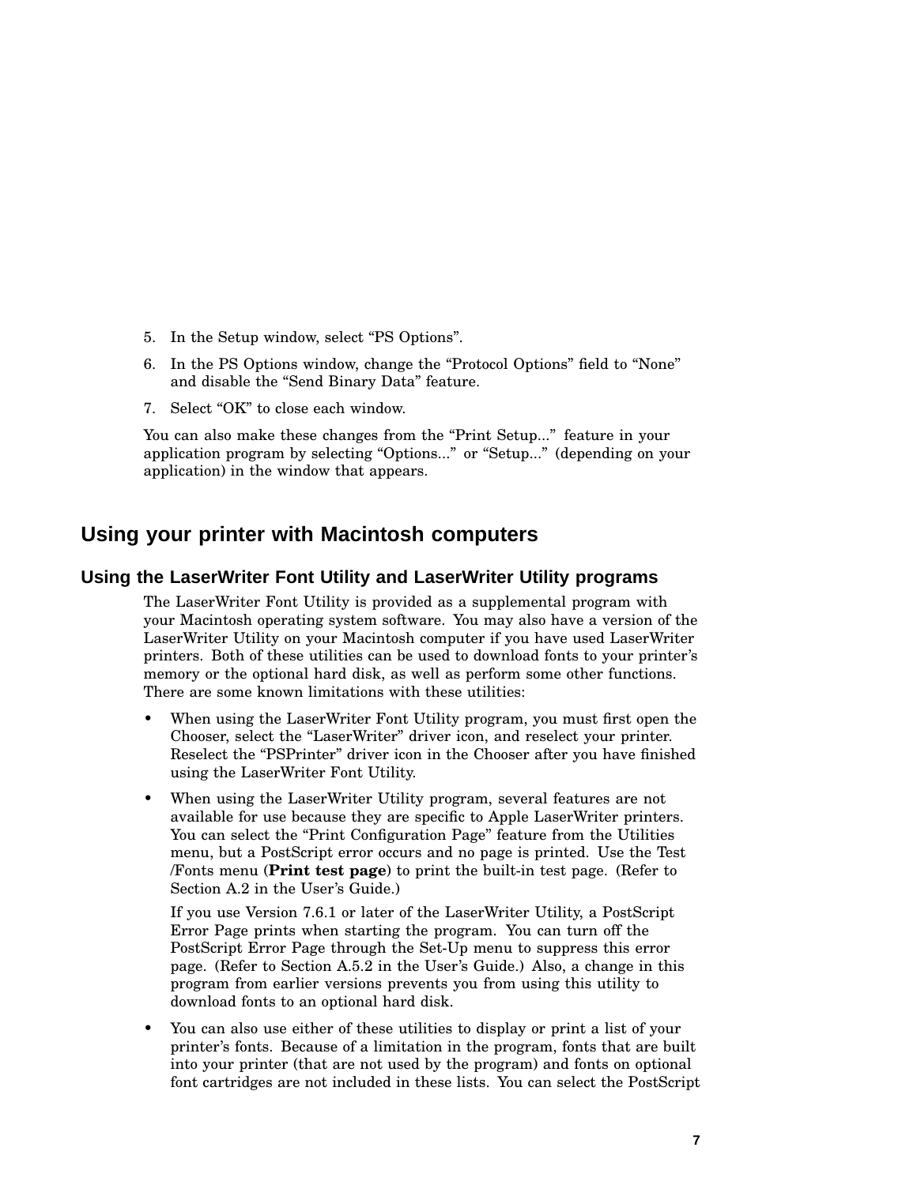5. In the Setup window, select “PS Options”.
6. In the PS Options window, change the “Protocol Options” field to “None” and disable the “Send Binary Data” feature.
7. Select “OK” to close each window.

You can also make these changes from the “Print Setup...” feature in your application program by selecting “Options...” or “Setup...” (depending on your application) in the window that appears.

## Using your printer with Macintosh computers

### Using the LaserWriter Font Utility and LaserWriter Utility programs

The LaserWriter Font Utility is provided as a supplemental program with your Macintosh operating system software. You may also have a version of the LaserWriter Utility on your Macintosh computer if you have used LaserWriter printers. Both of these utilities can be used to download fonts to your printer’s memory or the optional hard disk, as well as perform some other functions. There are some known limitations with these utilities:

- When using the LaserWriter Font Utility program, you must first open the Chooser, select the “LaserWriter” driver icon, and reselect your printer. Reselect the “PSPrinter” driver icon in the Chooser after you have finished using the LaserWriter Font Utility.
- When using the LaserWriter Utility program, several features are not available for use because they are specific to Apple LaserWriter printers. You can select the “Print Configuration Page” feature from the Utilities menu, but a PostScript error occurs and no page is printed. Use the Test /Fonts menu (**Print test page**) to print the built-in test page. (Refer to Section A.2 in the User’s Guide.)

  If you use Version 7.6.1 or later of the LaserWriter Utility, a PostScript Error Page prints when starting the program. You can turn off the PostScript Error Page through the Set-Up menu to suppress this error page. (Refer to Section A.5.2 in the User’s Guide.) Also, a change in this program from earlier versions prevents you from using this utility to download fonts to an optional hard disk.
- You can also use either of these utilities to display or print a list of your printer’s fonts. Because of a limitation in the program, fonts that are built into your printer (that are not used by the program) and fonts on optional font cartridges are not included in these lists. You can select the PostScript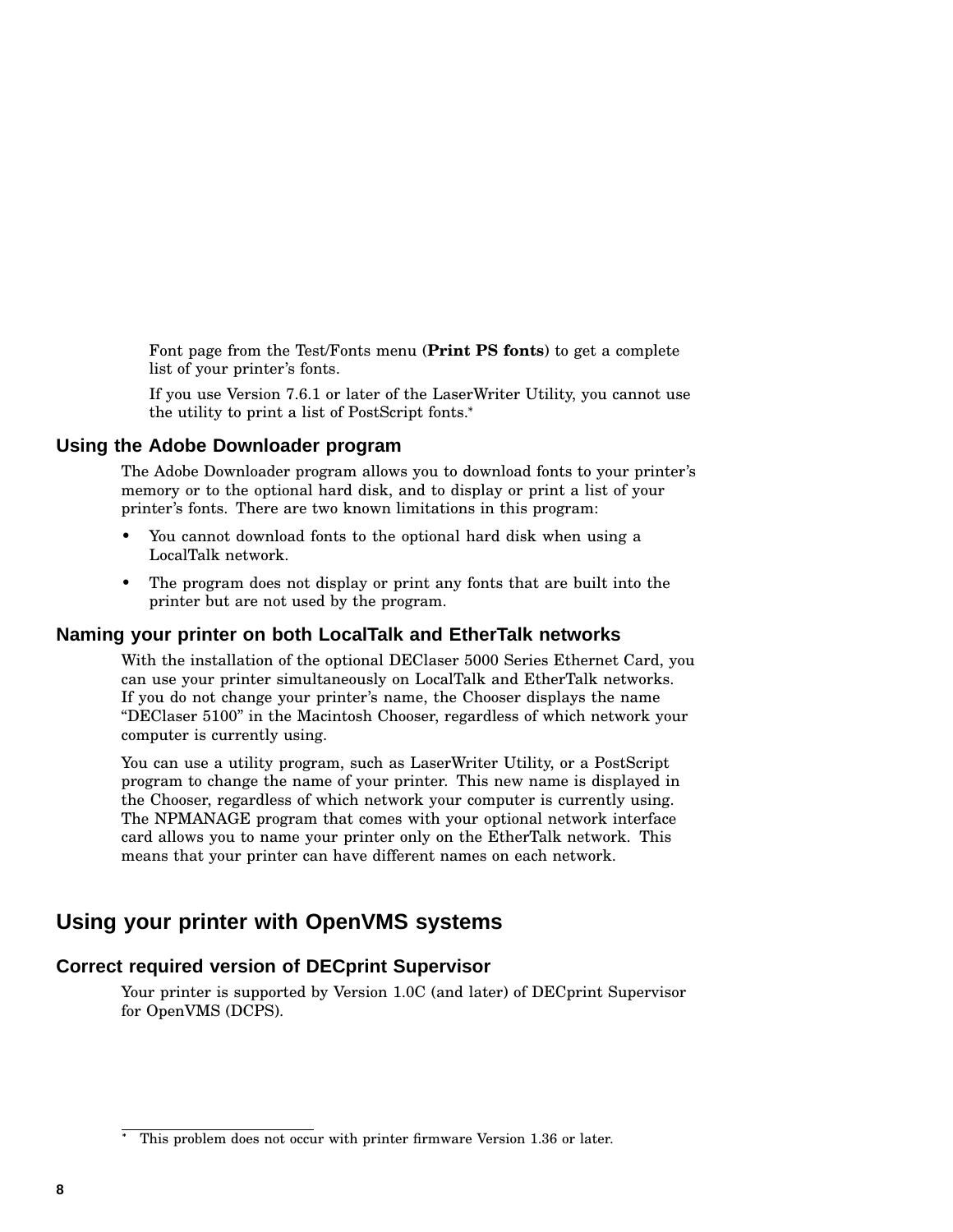Font page from the Test/Fonts menu (**Print PS fonts**) to get a complete list of your printer's fonts.

If you use Version 7.6.1 or later of the LaserWriter Utility, you cannot use the utility to print a list of PostScript fonts.*

### Using the Adobe Downloader program

The Adobe Downloader program allows you to download fonts to your printer's memory or to the optional hard disk, and to display or print a list of your printer's fonts. There are two known limitations in this program:

- You cannot download fonts to the optional hard disk when using a LocalTalk network.
- The program does not display or print any fonts that are built into the printer but are not used by the program.

### Naming your printer on both LocalTalk and EtherTalk networks

With the installation of the optional DEClaser 5000 Series Ethernet Card, you can use your printer simultaneously on LocalTalk and EtherTalk networks. If you do not change your printer's name, the Chooser displays the name "DEClaser 5100" in the Macintosh Chooser, regardless of which network your computer is currently using.

You can use a utility program, such as LaserWriter Utility, or a PostScript program to change the name of your printer. This new name is displayed in the Chooser, regardless of which network your computer is currently using. The NPMANAGE program that comes with your optional network interface card allows you to name your printer only on the EtherTalk network. This means that your printer can have different names on each network.

## Using your printer with OpenVMS systems

### Correct required version of DECprint Supervisor

Your printer is supported by Version 1.0C (and later) of DECprint Supervisor for OpenVMS (DCPS).

---

* This problem does not occur with printer firmware Version 1.36 or later.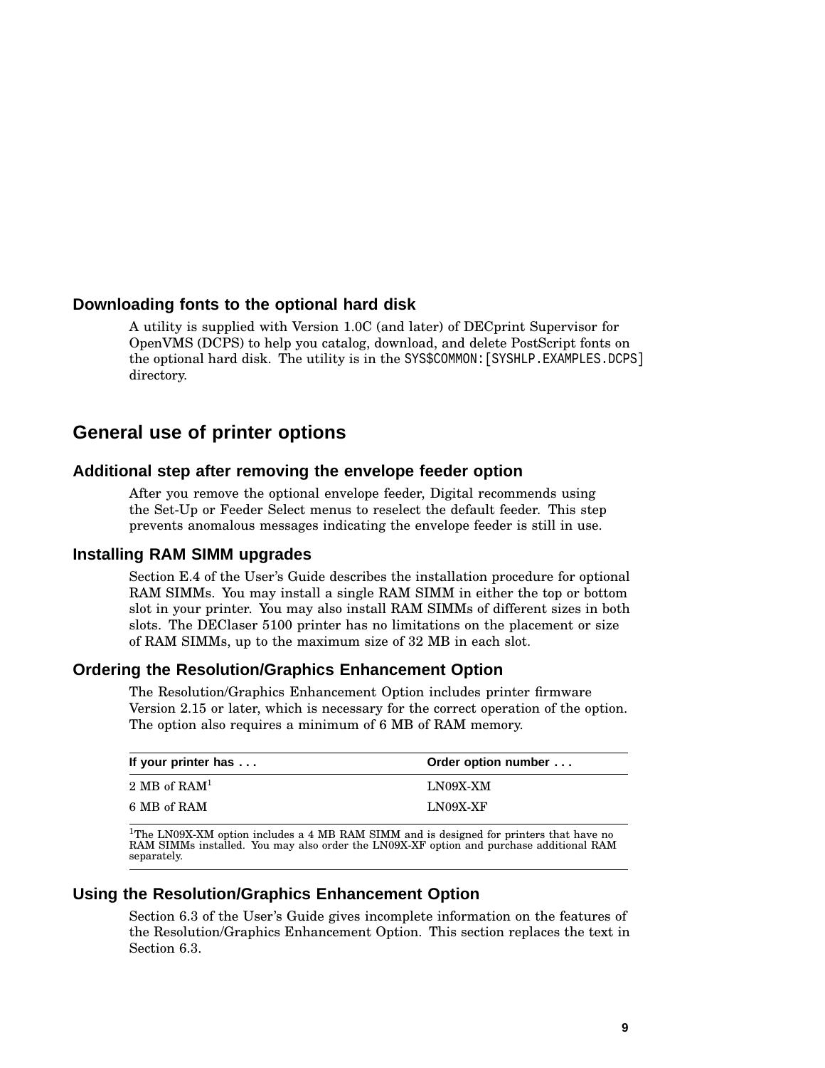### Downloading fonts to the optional hard disk

A utility is supplied with Version 1.0C (and later) of DECprint Supervisor for OpenVMS (DCPS) to help you catalog, download, and delete PostScript fonts on the optional hard disk. The utility is in the `SYS$COMMON:[SYSHLP.EXAMPLES.DCPS]` directory.

## General use of printer options

### Additional step after removing the envelope feeder option

After you remove the optional envelope feeder, Digital recommends using the Set-Up or Feeder Select menus to reselect the default feeder. This step prevents anomalous messages indicating the envelope feeder is still in use.

### Installing RAM SIMM upgrades

Section E.4 of the User's Guide describes the installation procedure for optional RAM SIMMs. You may install a single RAM SIMM in either the top or bottom slot in your printer. You may also install RAM SIMMs of different sizes in both slots. The DEClaser 5100 printer has no limitations on the placement or size of RAM SIMMs, up to the maximum size of 32 MB in each slot.

### Ordering the Resolution/Graphics Enhancement Option

The Resolution/Graphics Enhancement Option includes printer firmware Version 2.15 or later, which is necessary for the correct operation of the option. The option also requires a minimum of 6 MB of RAM memory.

| If your printer has . . . | Order option number . . . |
|---|---|
| 2 MB of RAM[1] | LN09X-XM |
| 6 MB of RAM | LN09X-XF |

[1]The LN09X-XM option includes a 4 MB RAM SIMM and is designed for printers that have no RAM SIMMs installed. You may also order the LN09X-XF option and purchase additional RAM separately.

### Using the Resolution/Graphics Enhancement Option

Section 6.3 of the User's Guide gives incomplete information on the features of the Resolution/Graphics Enhancement Option. This section replaces the text in Section 6.3.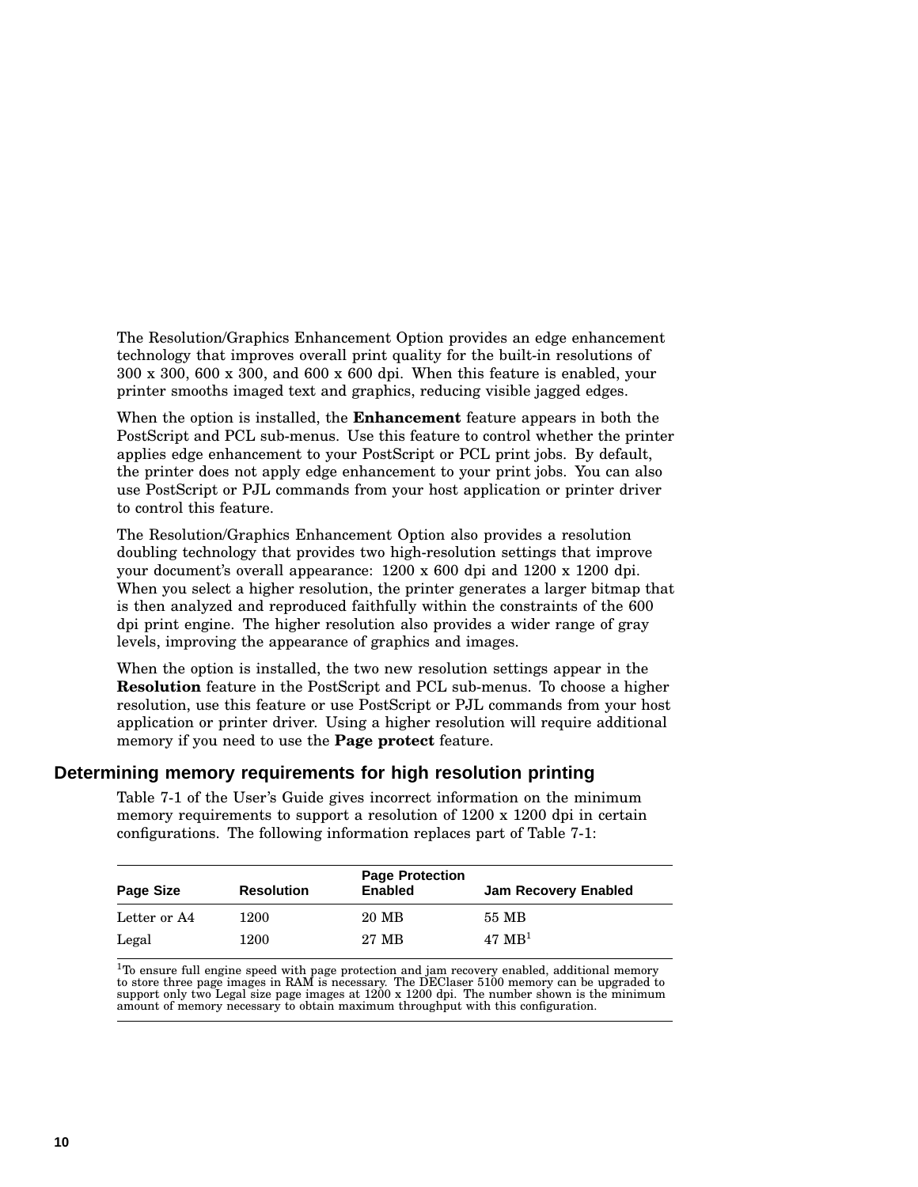The Resolution/Graphics Enhancement Option provides an edge enhancement technology that improves overall print quality for the built-in resolutions of 300 x 300, 600 x 300, and 600 x 600 dpi. When this feature is enabled, your printer smooths imaged text and graphics, reducing visible jagged edges.

When the option is installed, the **Enhancement** feature appears in both the PostScript and PCL sub-menus. Use this feature to control whether the printer applies edge enhancement to your PostScript or PCL print jobs. By default, the printer does not apply edge enhancement to your print jobs. You can also use PostScript or PJL commands from your host application or printer driver to control this feature.

The Resolution/Graphics Enhancement Option also provides a resolution doubling technology that provides two high-resolution settings that improve your document's overall appearance: 1200 x 600 dpi and 1200 x 1200 dpi. When you select a higher resolution, the printer generates a larger bitmap that is then analyzed and reproduced faithfully within the constraints of the 600 dpi print engine. The higher resolution also provides a wider range of gray levels, improving the appearance of graphics and images.

When the option is installed, the two new resolution settings appear in the **Resolution** feature in the PostScript and PCL sub-menus. To choose a higher resolution, use this feature or use PostScript or PJL commands from your host application or printer driver. Using a higher resolution will require additional memory if you need to use the **Page protect** feature.

## Determining memory requirements for high resolution printing

Table 7-1 of the User's Guide gives incorrect information on the minimum memory requirements to support a resolution of 1200 x 1200 dpi in certain configurations. The following information replaces part of Table 7-1:

| Page Size | Resolution | Page Protection Enabled | Jam Recovery Enabled |
|---|---|---|---|
| Letter or A4 | 1200 | 20 MB | 55 MB |
| Legal | 1200 | 27 MB | 47 MB[1] |

[1]To ensure full engine speed with page protection and jam recovery enabled, additional memory to store three page images in RAM is necessary. The DEClaser 5100 memory can be upgraded to support only two Legal size page images at 1200 x 1200 dpi. The number shown is the minimum amount of memory necessary to obtain maximum throughput with this configuration.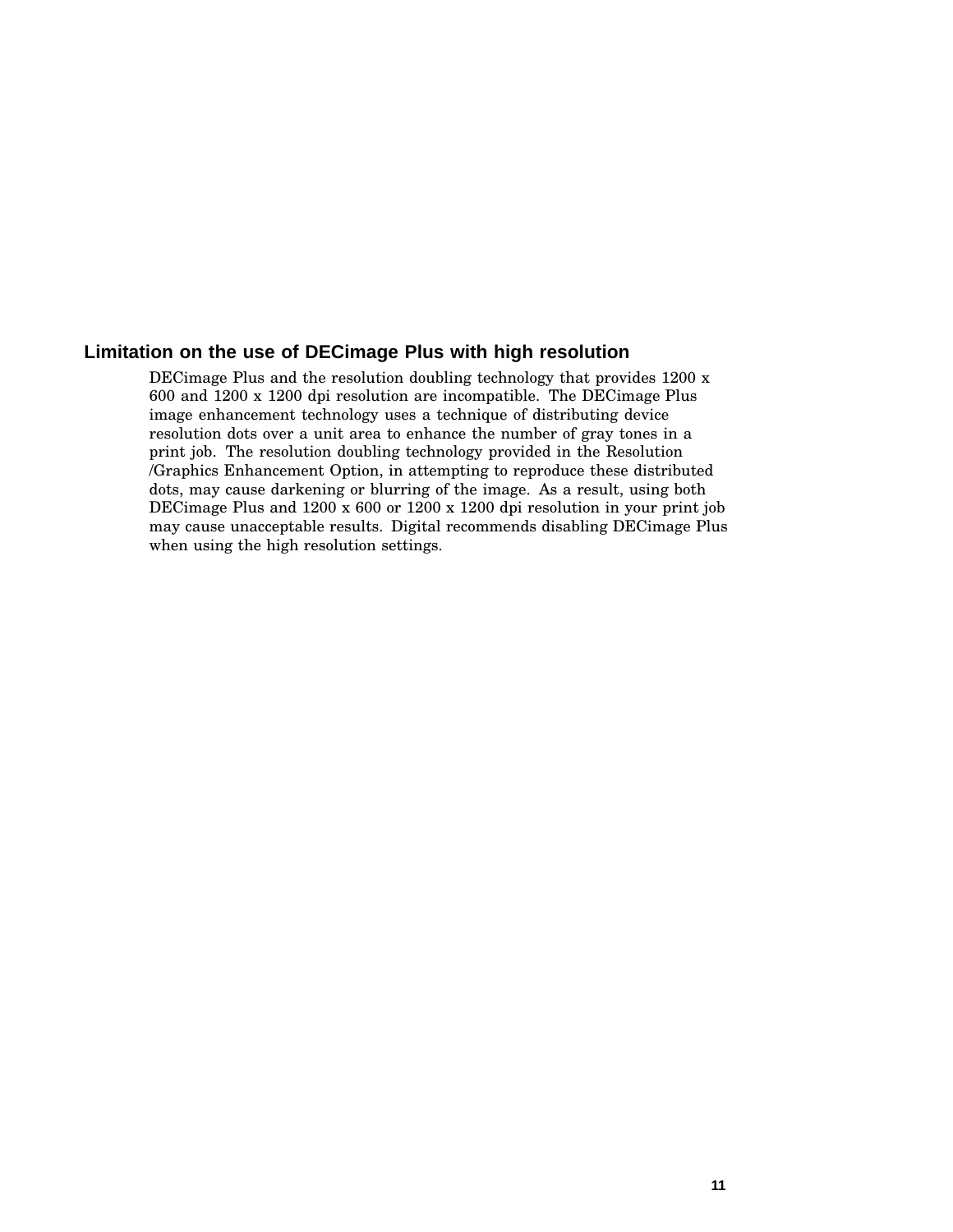## Limitation on the use of DECimage Plus with high resolution

DECimage Plus and the resolution doubling technology that provides 1200 x 600 and 1200 x 1200 dpi resolution are incompatible. The DECimage Plus image enhancement technology uses a technique of distributing device resolution dots over a unit area to enhance the number of gray tones in a print job. The resolution doubling technology provided in the Resolution /Graphics Enhancement Option, in attempting to reproduce these distributed dots, may cause darkening or blurring of the image. As a result, using both DECimage Plus and 1200 x 600 or 1200 x 1200 dpi resolution in your print job may cause unacceptable results. Digital recommends disabling DECimage Plus when using the high resolution settings.